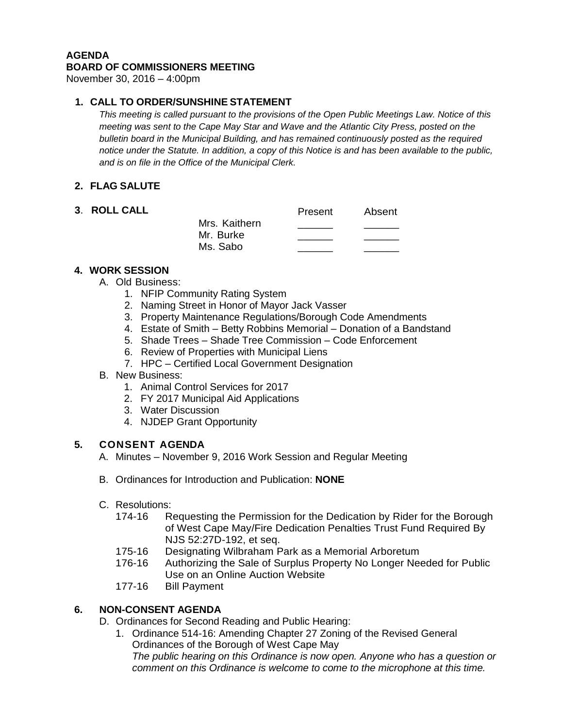**AGENDA**
**BOARD OF COMMISSIONERS MEETING**
November 30, 2016 – 4:00pm

**1. CALL TO ORDER/SUNSHINE STATEMENT**

*This meeting is called pursuant to the provisions of the Open Public Meetings Law. Notice of this meeting was sent to the Cape May Star and Wave and the Atlantic City Press, posted on the bulletin board in the Municipal Building, and has remained continuously posted as the required notice under the Statute. In addition, a copy of this Notice is and has been available to the public, and is on file in the Office of the Municipal Clerk.*

**2. FLAG SALUTE**

**3. ROLL CALL**

| | Present | Absent |
|---|---|---|
| Mrs. Kaithern | ______ | ______ |
| Mr. Burke | ______ | ______ |
| Ms. Sabo | ______ | ______ |

**4. WORK SESSION**

A. Old Business:
1. NFIP Community Rating System
2. Naming Street in Honor of Mayor Jack Vasser
3. Property Maintenance Regulations/Borough Code Amendments
4. Estate of Smith – Betty Robbins Memorial – Donation of a Bandstand
5. Shade Trees – Shade Tree Commission – Code Enforcement
6. Review of Properties with Municipal Liens
7. HPC – Certified Local Government Designation

B. New Business:
1. Animal Control Services for 2017
2. FY 2017 Municipal Aid Applications
3. Water Discussion
4. NJDEP Grant Opportunity

**5. CONSENT AGENDA**

A. Minutes – November 9, 2016 Work Session and Regular Meeting

B. Ordinances for Introduction and Publication: **NONE**

C. Resolutions:
- 174-16 Requesting the Permission for the Dedication by Rider for the Borough of West Cape May/Fire Dedication Penalties Trust Fund Required By NJS 52:27D-192, et seq.
- 175-16 Designating Wilbraham Park as a Memorial Arboretum
- 176-16 Authorizing the Sale of Surplus Property No Longer Needed for Public Use on an Online Auction Website
- 177-16 Bill Payment

**6. NON-CONSENT AGENDA**

D. Ordinances for Second Reading and Public Hearing:
1. Ordinance 514-16: Amending Chapter 27 Zoning of the Revised General Ordinances of the Borough of West Cape May
*The public hearing on this Ordinance is now open. Anyone who has a question or comment on this Ordinance is welcome to come to the microphone at this time.*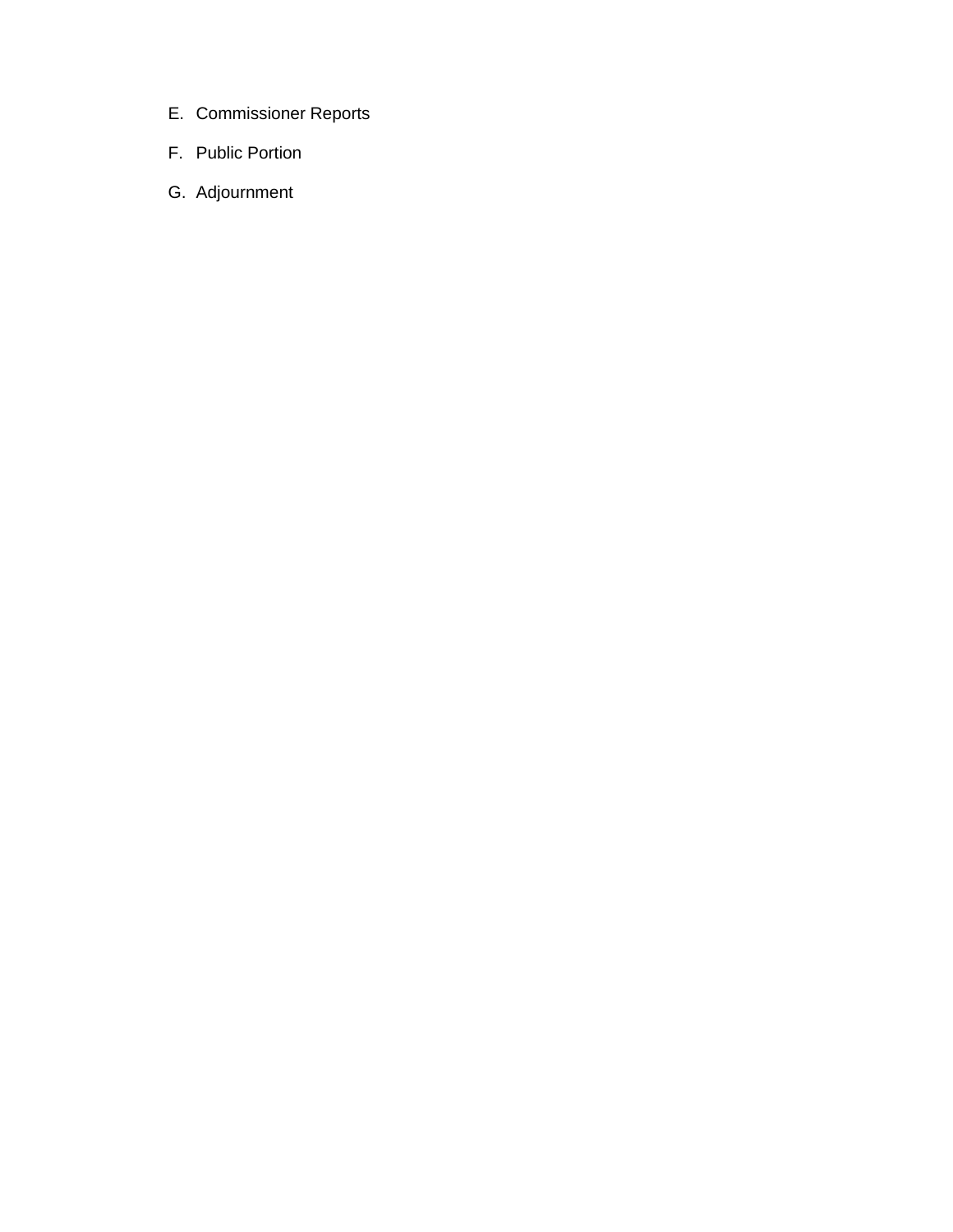E. Commissioner Reports

F. Public Portion

G. Adjournment